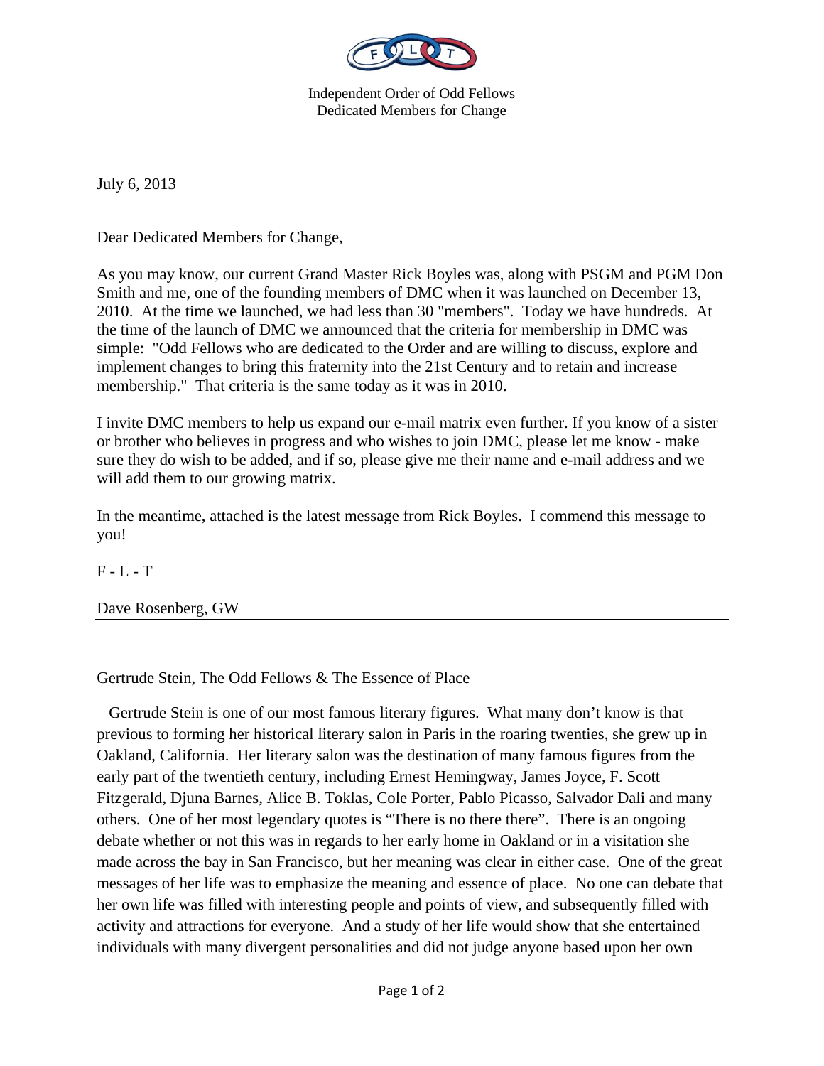Independent Order of Odd Fellows
Dedicated Members for Change

July 6, 2013

Dear Dedicated Members for Change,

As you may know, our current Grand Master Rick Boyles was, along with PSGM and PGM Don Smith and me, one of the founding members of DMC when it was launched on December 13, 2010. At the time we launched, we had less than 30 "members". Today we have hundreds. At the time of the launch of DMC we announced that the criteria for membership in DMC was simple: "Odd Fellows who are dedicated to the Order and are willing to discuss, explore and implement changes to bring this fraternity into the 21st Century and to retain and increase membership." That criteria is the same today as it was in 2010.

I invite DMC members to help us expand our e-mail matrix even further. If you know of a sister or brother who believes in progress and who wishes to join DMC, please let me know - make sure they do wish to be added, and if so, please give me their name and e-mail address and we will add them to our growing matrix.

In the meantime, attached is the latest message from Rick Boyles. I commend this message to you!

F - L - T

Dave Rosenberg, GW

---

Gertrude Stein, The Odd Fellows & The Essence of Place

Gertrude Stein is one of our most famous literary figures. What many don't know is that previous to forming her historical literary salon in Paris in the roaring twenties, she grew up in Oakland, California. Her literary salon was the destination of many famous figures from the early part of the twentieth century, including Ernest Hemingway, James Joyce, F. Scott Fitzgerald, Djuna Barnes, Alice B. Toklas, Cole Porter, Pablo Picasso, Salvador Dali and many others. One of her most legendary quotes is "There is no there there". There is an ongoing debate whether or not this was in regards to her early home in Oakland or in a visitation she made across the bay in San Francisco, but her meaning was clear in either case. One of the great messages of her life was to emphasize the meaning and essence of place. No one can debate that her own life was filled with interesting people and points of view, and subsequently filled with activity and attractions for everyone. And a study of her life would show that she entertained individuals with many divergent personalities and did not judge anyone based upon her own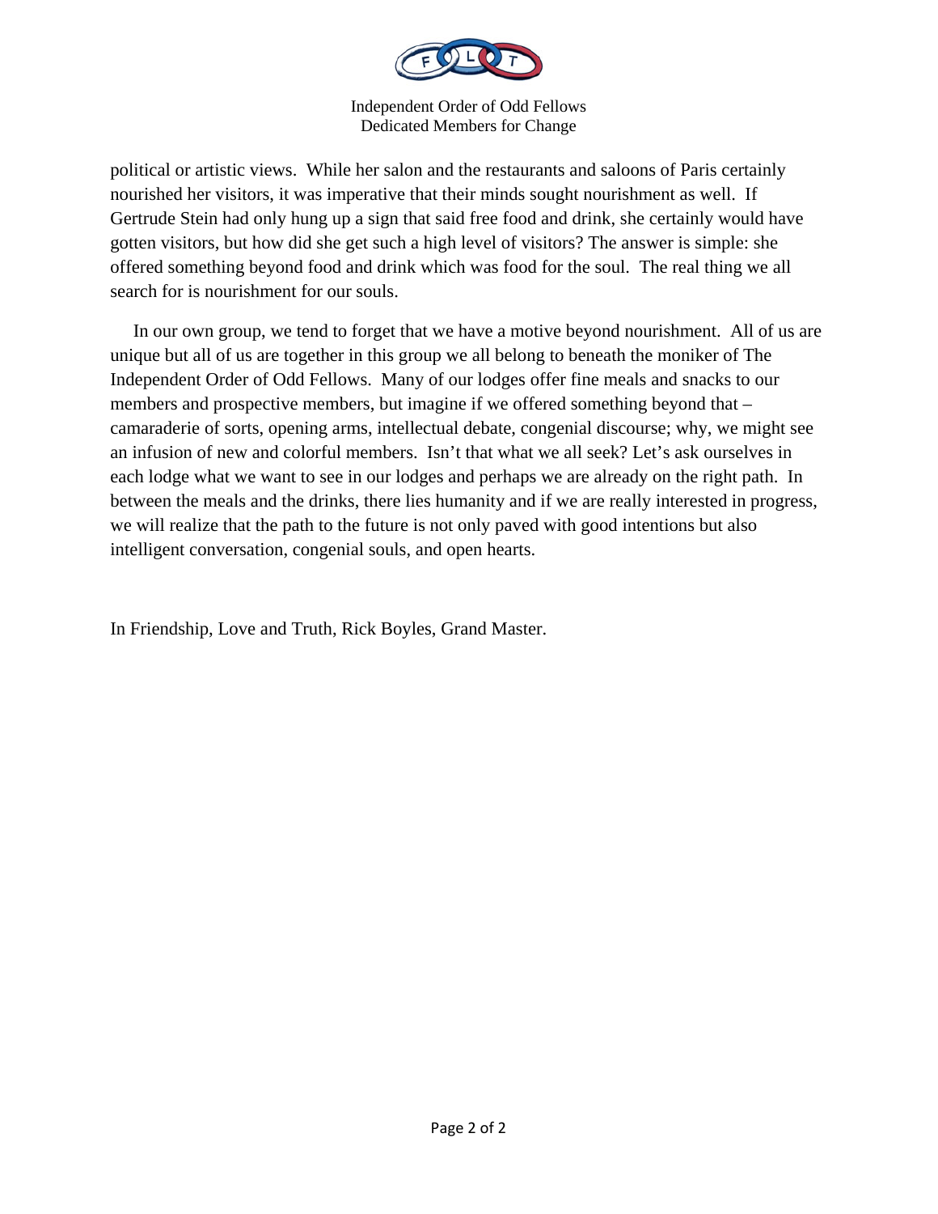political or artistic views. While her salon and the restaurants and saloons of Paris certainly nourished her visitors, it was imperative that their minds sought nourishment as well. If Gertrude Stein had only hung up a sign that said free food and drink, she certainly would have gotten visitors, but how did she get such a high level of visitors? The answer is simple: she offered something beyond food and drink which was food for the soul. The real thing we all search for is nourishment for our souls.

In our own group, we tend to forget that we have a motive beyond nourishment. All of us are unique but all of us are together in this group we all belong to beneath the moniker of The Independent Order of Odd Fellows. Many of our lodges offer fine meals and snacks to our members and prospective members, but imagine if we offered something beyond that – camaraderie of sorts, opening arms, intellectual debate, congenial discourse; why, we might see an infusion of new and colorful members. Isn't that what we all seek? Let's ask ourselves in each lodge what we want to see in our lodges and perhaps we are already on the right path. In between the meals and the drinks, there lies humanity and if we are really interested in progress, we will realize that the path to the future is not only paved with good intentions but also intelligent conversation, congenial souls, and open hearts.

In Friendship, Love and Truth, Rick Boyles, Grand Master.